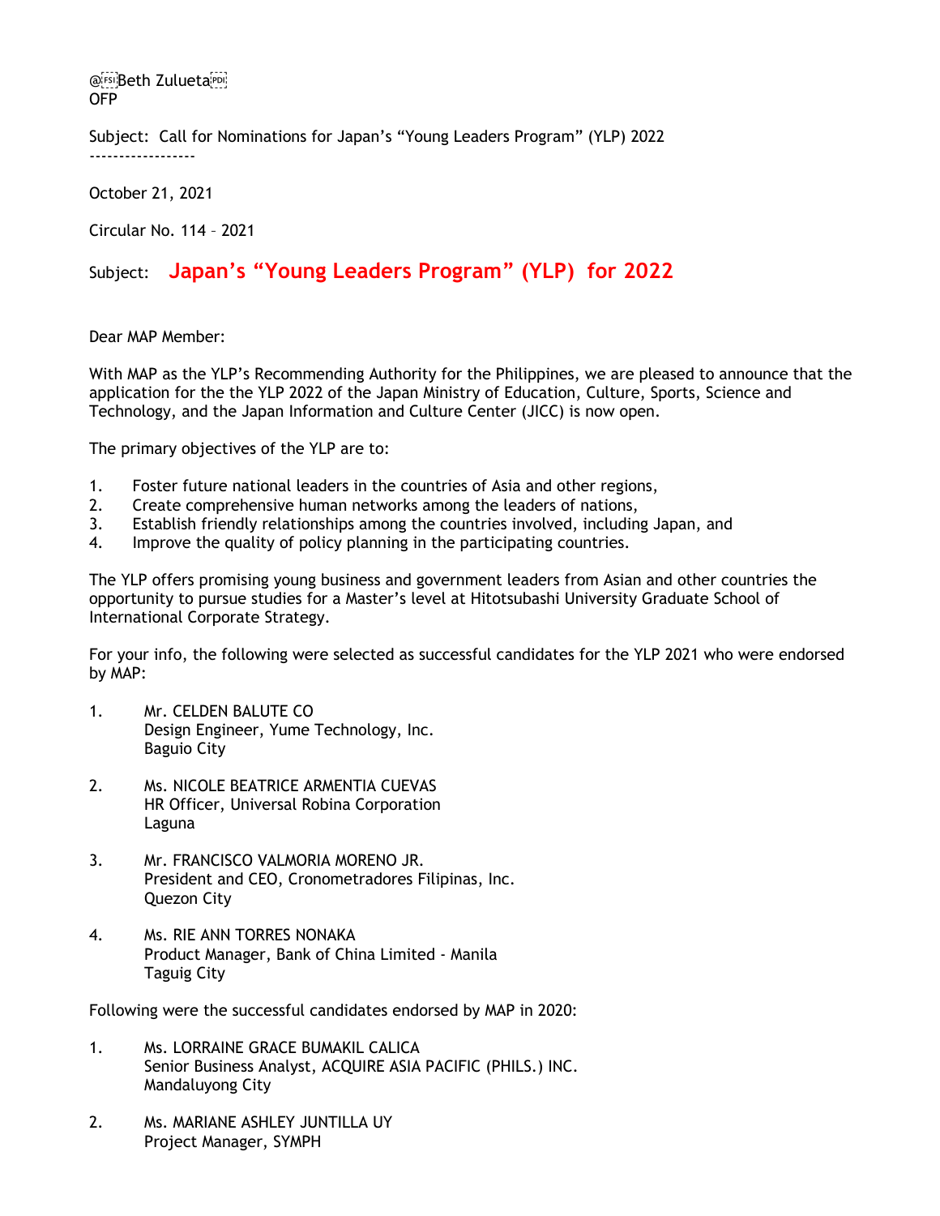@Beth Zulueta
OFP

Subject: Call for Nominations for Japan's "Young Leaders Program" (YLP) 2022
------------------

October 21, 2021

Circular No. 114 – 2021

Subject: **Japan's "Young Leaders Program" (YLP) for 2022**

Dear MAP Member:

With MAP as the YLP's Recommending Authority for the Philippines, we are pleased to announce that the application for the the YLP 2022 of the Japan Ministry of Education, Culture, Sports, Science and Technology, and the Japan Information and Culture Center (JICC) is now open.

The primary objectives of the YLP are to:

1. Foster future national leaders in the countries of Asia and other regions,
2. Create comprehensive human networks among the leaders of nations,
3. Establish friendly relationships among the countries involved, including Japan, and
4. Improve the quality of policy planning in the participating countries.

The YLP offers promising young business and government leaders from Asian and other countries the opportunity to pursue studies for a Master's level at Hitotsubashi University Graduate School of International Corporate Strategy.

For your info, the following were selected as successful candidates for the YLP 2021 who were endorsed by MAP:

1. Mr. CELDEN BALUTE CO
   Design Engineer, Yume Technology, Inc.
   Baguio City

2. Ms. NICOLE BEATRICE ARMENTIA CUEVAS
   HR Officer, Universal Robina Corporation
   Laguna

3. Mr. FRANCISCO VALMORIA MORENO JR.
   President and CEO, Cronometradores Filipinas, Inc.
   Quezon City

4. Ms. RIE ANN TORRES NONAKA
   Product Manager, Bank of China Limited - Manila
   Taguig City

Following were the successful candidates endorsed by MAP in 2020:

1. Ms. LORRAINE GRACE BUMAKIL CALICA
   Senior Business Analyst, ACQUIRE ASIA PACIFIC (PHILS.) INC.
   Mandaluyong City

2. Ms. MARIANE ASHLEY JUNTILLA UY
   Project Manager, SYMPH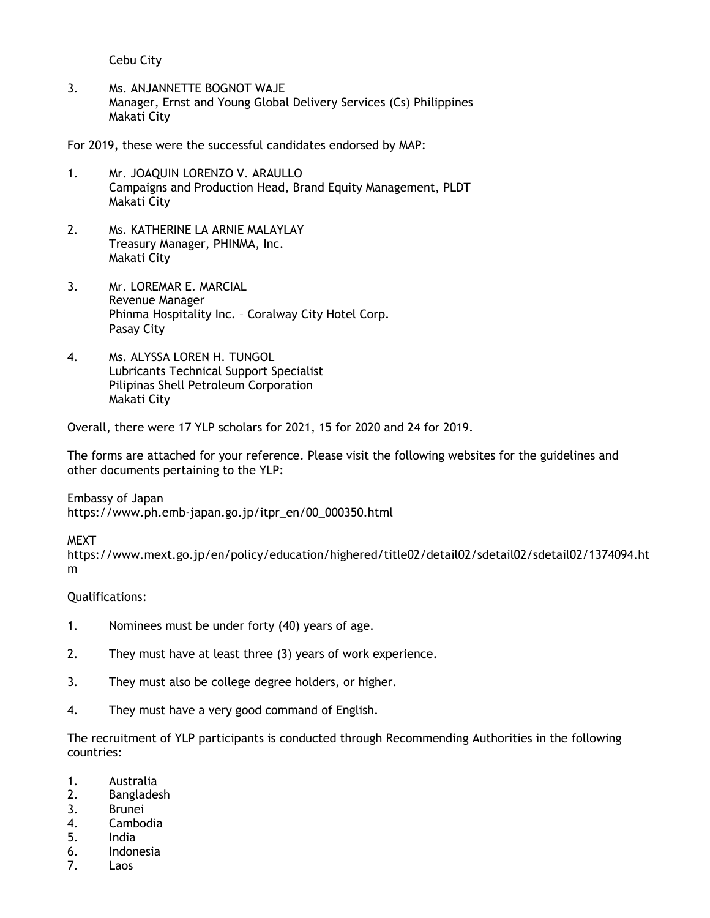Cebu City

3. Ms. ANJANNETTE BOGNOT WAJE
   Manager, Ernst and Young Global Delivery Services (Cs) Philippines
   Makati City

For 2019, these were the successful candidates endorsed by MAP:

1. Mr. JOAQUIN LORENZO V. ARAULLO
   Campaigns and Production Head, Brand Equity Management, PLDT
   Makati City

2. Ms. KATHERINE LA ARNIE MALAYLAY
   Treasury Manager, PHINMA, Inc.
   Makati City

3. Mr. LOREMAR E. MARCIAL
   Revenue Manager
   Phinma Hospitality Inc. – Coralway City Hotel Corp.
   Pasay City

4. Ms. ALYSSA LOREN H. TUNGOL
   Lubricants Technical Support Specialist
   Pilipinas Shell Petroleum Corporation
   Makati City

Overall, there were 17 YLP scholars for 2021, 15 for 2020 and 24 for 2019.

The forms are attached for your reference. Please visit the following websites for the guidelines and other documents pertaining to the YLP:

Embassy of Japan
https://www.ph.emb-japan.go.jp/itpr_en/00_000350.html

MEXT
https://www.mext.go.jp/en/policy/education/highered/title02/detail02/sdetail02/sdetail02/1374094.htm

Qualifications:

1. Nominees must be under forty (40) years of age.

2. They must have at least three (3) years of work experience.

3. They must also be college degree holders, or higher.

4. They must have a very good command of English.

The recruitment of YLP participants is conducted through Recommending Authorities in the following countries:

1. Australia
2. Bangladesh
3. Brunei
4. Cambodia
5. India
6. Indonesia
7. Laos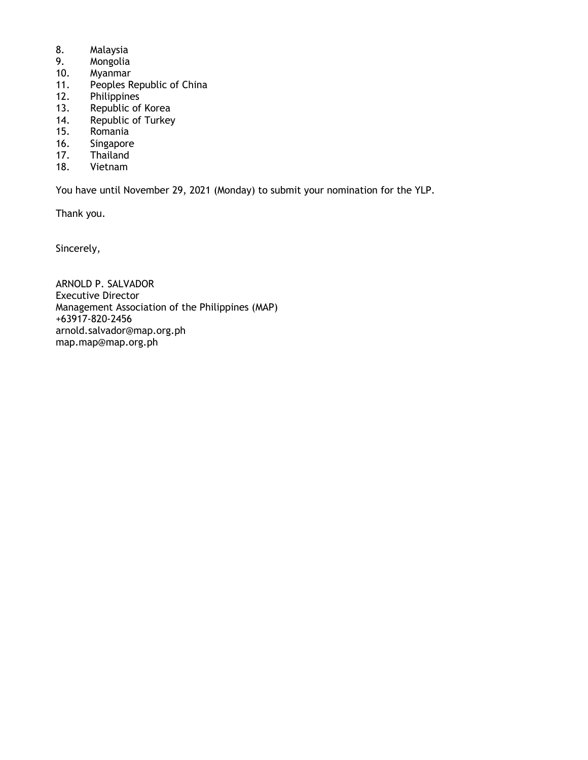8. Malaysia
9. Mongolia
10. Myanmar
11. Peoples Republic of China
12. Philippines
13. Republic of Korea
14. Republic of Turkey
15. Romania
16. Singapore
17. Thailand
18. Vietnam

You have until November 29, 2021 (Monday) to submit your nomination for the YLP.

Thank you.

Sincerely,

ARNOLD P. SALVADOR
Executive Director
Management Association of the Philippines (MAP)
+63917-820-2456
arnold.salvador@map.org.ph
map.map@map.org.ph